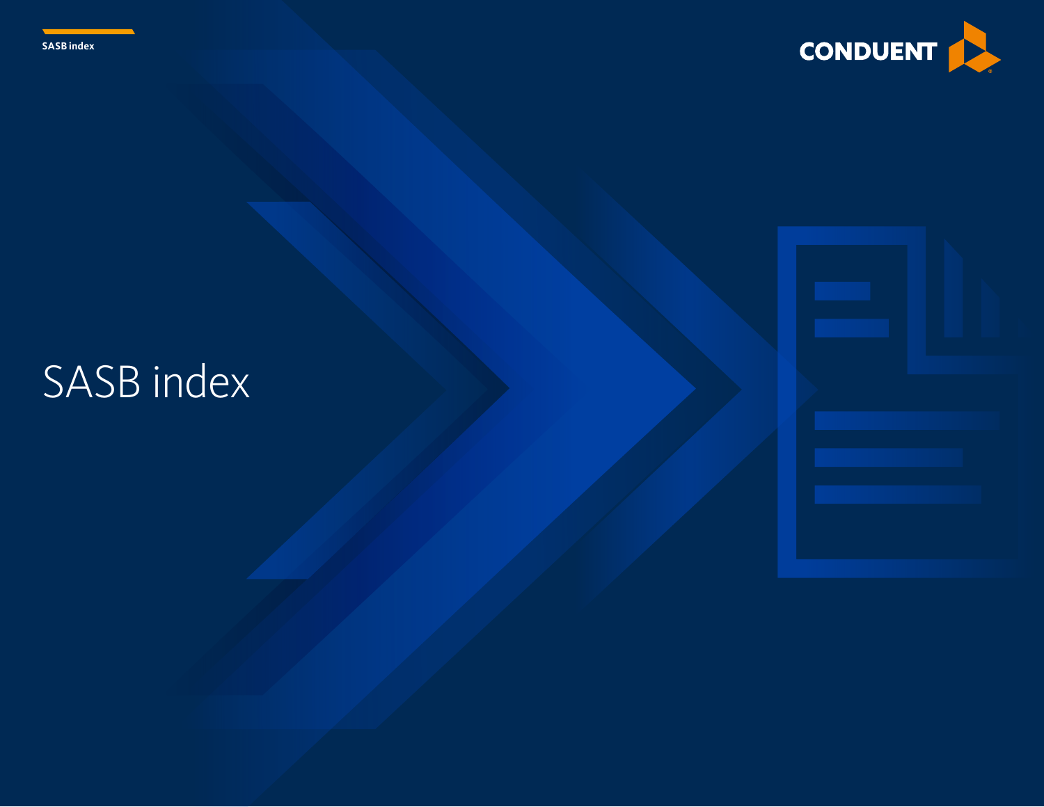# SASB index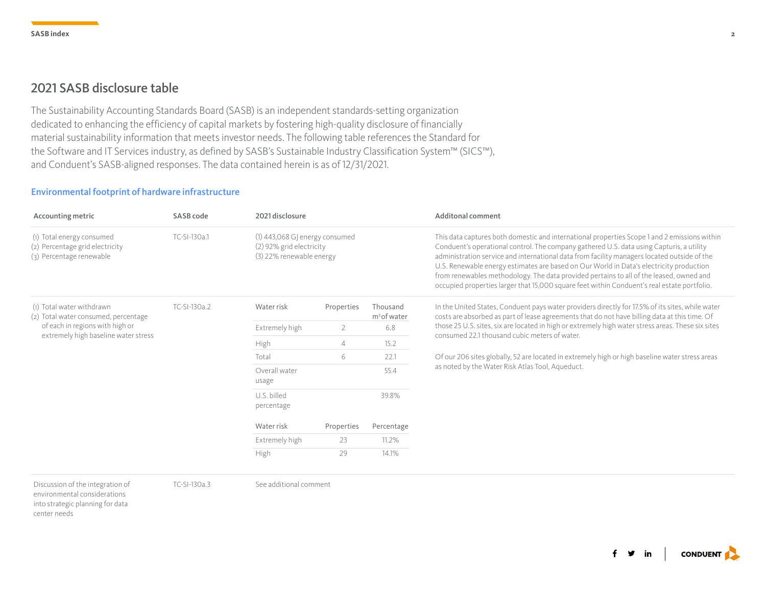## 2021 SASB disclosure table

The Sustainability Accounting Standards Board (SASB) is an independent standards-setting organization dedicated to enhancing the efficiency of capital markets by fostering high-quality disclosure of financially material sustainability information that meets investor needs. The following table references the Standard for the Software and IT Services industry, as defined by SASB's Sustainable Industry Classification System™ (SICS™), and Conduent's SASB-aligned responses. The data contained herein is as of 12/31/2021.

### Environmental footprint of hardware infrastructure

| Accounting metric | SASB code | 2021 disclosure | Additonal comment |
|---|---|---|---|
| (1) Total energy consumed<br>(2) Percentage grid electricity<br>(3) Percentage renewable | TC-SI-130a.1 | (1) 443,068 GJ energy consumed<br>(2) 92% grid electricity<br>(3) 22% renewable energy | This data captures both domestic and international properties Scope 1 and 2 emissions within Conduent's operational control. The company gathered U.S. data using Capturis, a utility administration service and international data from facility managers located outside of the U.S. Renewable energy estimates are based on Our World in Data's electricity production from renewables methodology. The data provided pertains to all of the leased, owned and occupied properties larger that 15,000 square feet within Conduent's real estate portfolio. |
| (1) Total water withdrawn<br>(2) Total water consumed, percentage of each in regions with high or extremely high baseline water stress | TC-SI-130a.2 | See tables below | In the United States, Conduent pays water providers directly for 17.5% of its sites, while water costs are absorbed as part of lease agreements that do not have billing data at this time. Of those 25 U.S. sites, six are located in high or extremely high water stress areas. These six sites consumed 22.1 thousand cubic meters of water.<br><br>Of our 206 sites globally, 52 are located in extremely high or high baseline water stress areas as noted by the Water Risk Atlas Tool, Aqueduct. |
| Discussion of the integration of environmental considerations into strategic planning for data center needs | TC-SI-130a.3 | See additional comment | |

| Water risk | Properties | Thousand $m^3$ of water |
|---|---|---|
| Extremely high | 2 | 6.8 |
| High | 4 | 15.2 |
| Total | 6 | 22.1 |
| Overall water usage | | 55.4 |
| U.S. billed percentage | | 39.8% |

| Water risk | Properties | Percentage |
|---|---|---|
| Extremely high | 23 | 11.2% |
| High | 29 | 14.1% |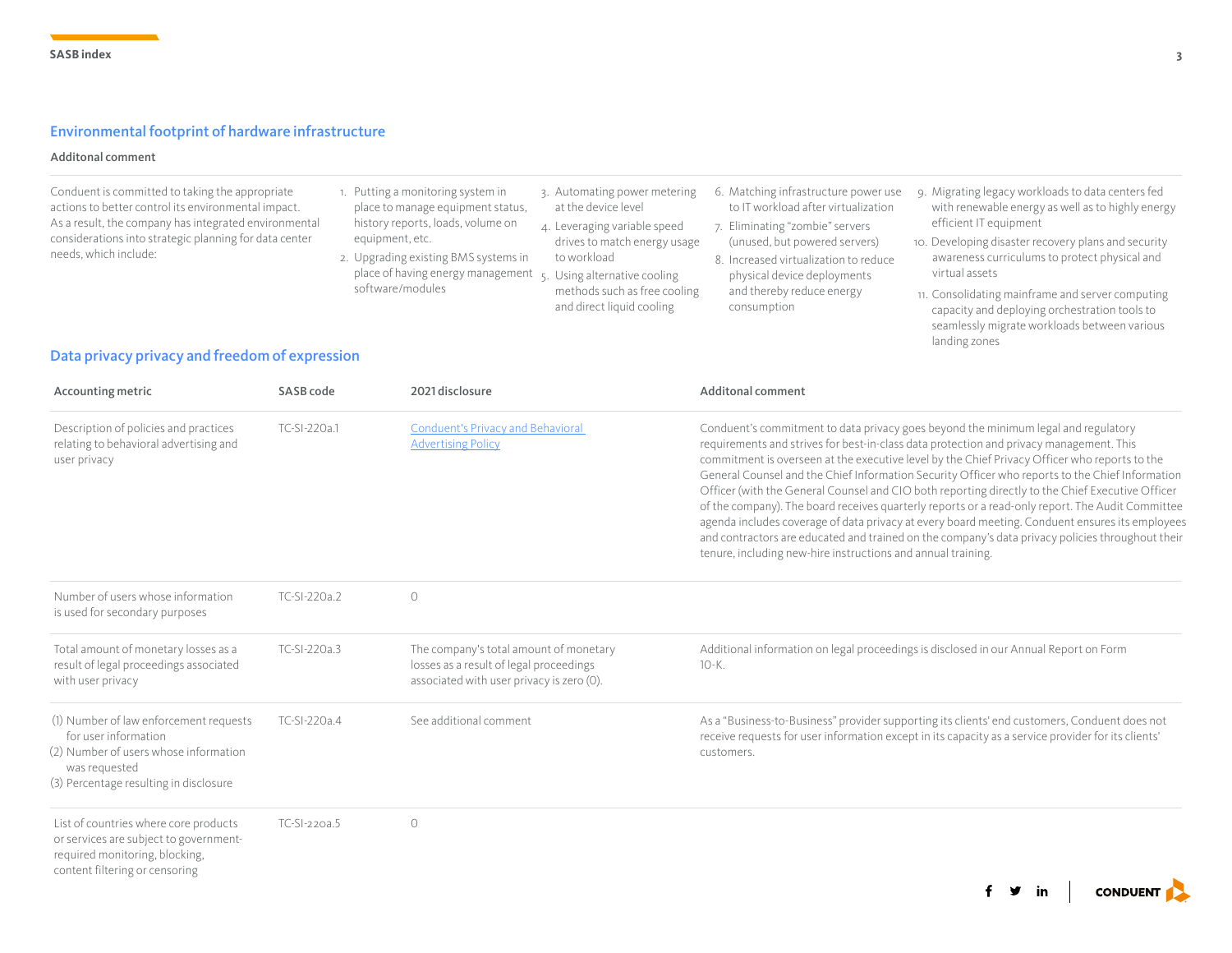## Environmental footprint of hardware infrastructure

**Additonal comment**

Conduent is committed to taking the appropriate actions to better control its environmental impact. As a result, the company has integrated environmental considerations into strategic planning for data center needs, which include:

1. Putting a monitoring system in place to manage equipment status, history reports, loads, volume on equipment, etc.
2. Upgrading existing BMS systems in place of having energy management software/modules
3. Automating power metering at the device level
4. Leveraging variable speed drives to match energy usage to workload
5. Using alternative cooling methods such as free cooling and direct liquid cooling
6. Matching infrastructure power use to IT workload after virtualization
7. Eliminating "zombie" servers (unused, but powered servers)
8. Increased virtualization to reduce physical device deployments and thereby reduce energy consumption
9. Migrating legacy workloads to data centers fed with renewable energy as well as to highly energy efficient IT equipment
10. Developing disaster recovery plans and security awareness curriculums to protect physical and virtual assets
11. Consolidating mainframe and server computing capacity and deploying orchestration tools to seamlessly migrate workloads between various landing zones

## Data privacy privacy and freedom of expression

| Accounting metric | SASB code | 2021 disclosure | Additonal comment |
|---|---|---|---|
| Description of policies and practices relating to behavioral advertising and user privacy | TC-SI-220a.1 | [Conduent's Privacy and Behavioral Advertising Policy]() | Conduent's commitment to data privacy goes beyond the minimum legal and regulatory requirements and strives for best-in-class data protection and privacy management. This commitment is overseen at the executive level by the Chief Privacy Officer who reports to the General Counsel and the Chief Information Security Officer who reports to the Chief Information Officer (with the General Counsel and CIO both reporting directly to the Chief Executive Officer of the company). The board receives quarterly reports or a read-only report. The Audit Committee agenda includes coverage of data privacy at every board meeting. Conduent ensures its employees and contractors are educated and trained on the company's data privacy policies throughout their tenure, including new-hire instructions and annual training. |
| Number of users whose information is used for secondary purposes | TC-SI-220a.2 | 0 | |
| Total amount of monetary losses as a result of legal proceedings associated with user privacy | TC-SI-220a.3 | The company's total amount of monetary losses as a result of legal proceedings associated with user privacy is zero (0). | Additional information on legal proceedings is disclosed in our Annual Report on Form 10-K. |
| (1) Number of law enforcement requests for user information (2) Number of users whose information was requested (3) Percentage resulting in disclosure | TC-SI-220a.4 | See additional comment | As a "Business-to-Business" provider supporting its clients' end customers, Conduent does not receive requests for user information except in its capacity as a service provider for its clients' customers. |
| List of countries where core products or services are subject to government-required monitoring, blocking, content filtering or censoring | TC-SI-220a.5 | 0 | |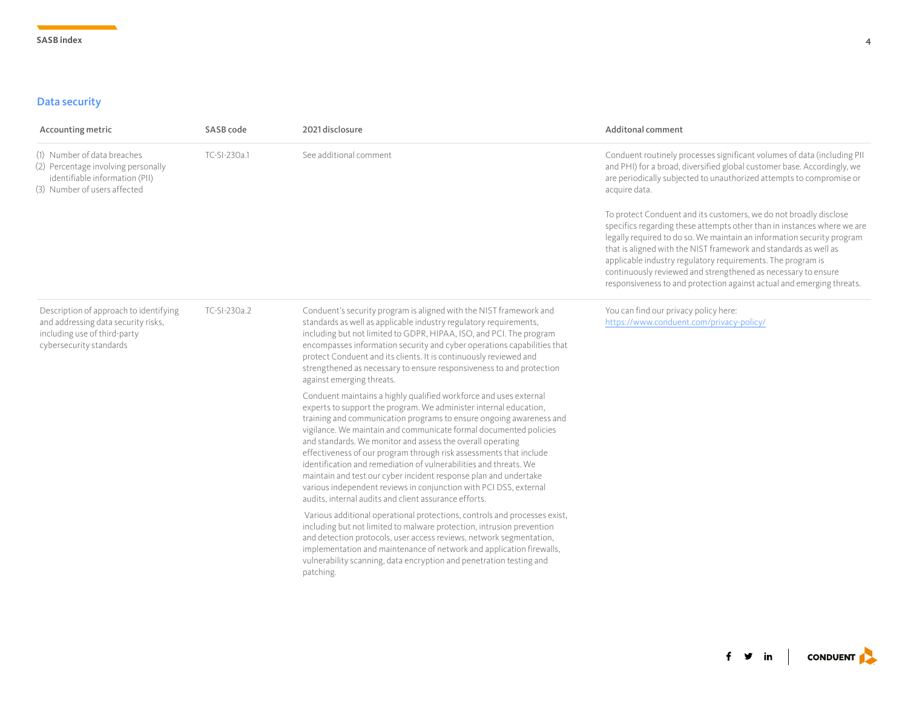## Data security

| Accounting metric | SASB code | 2021 disclosure | Additonal comment |
|---|---|---|---|
| (1) Number of data breaches<br>(2) Percentage involving personally identifiable information (PII)<br>(3) Number of users affected | TC-SI-230a.1 | See additional comment | Conduent routinely processes significant volumes of data (including PII and PHI) for a broad, diversified global customer base. Accordingly, we are periodically subjected to unauthorized attempts to compromise or acquire data.<br><br>To protect Conduent and its customers, we do not broadly disclose specifics regarding these attempts other than in instances where we are legally required to do so. We maintain an information security program that is aligned with the NIST framework and standards as well as applicable industry regulatory requirements. The program is continuously reviewed and strengthened as necessary to ensure responsiveness to and protection against actual and emerging threats. |
| Description of approach to identifying and addressing data security risks, including use of third-party cybersecurity standards | TC-SI-230a.2 | Conduent's security program is aligned with the NIST framework and standards as well as applicable industry regulatory requirements, including but not limited to GDPR, HIPAA, ISO, and PCI. The program encompasses information security and cyber operations capabilities that protect Conduent and its clients. It is continuously reviewed and strengthened as necessary to ensure responsiveness to and protection against emerging threats.<br><br>Conduent maintains a highly qualified workforce and uses external experts to support the program. We administer internal education, training and communication programs to ensure ongoing awareness and vigilance. We maintain and communicate formal documented policies and standards. We monitor and assess the overall operating effectiveness of our program through risk assessments that include identification and remediation of vulnerabilities and threats. We maintain and test our cyber incident response plan and undertake various independent reviews in conjunction with PCI DSS, external audits, internal audits and client assurance efforts.<br><br>Various additional operational protections, controls and processes exist, including but not limited to malware protection, intrusion prevention and detection protocols, user access reviews, network segmentation, implementation and maintenance of network and application firewalls, vulnerability scanning, data encryption and penetration testing and patching. | You can find our privacy policy here: https://www.conduent.com/privacy-policy/ |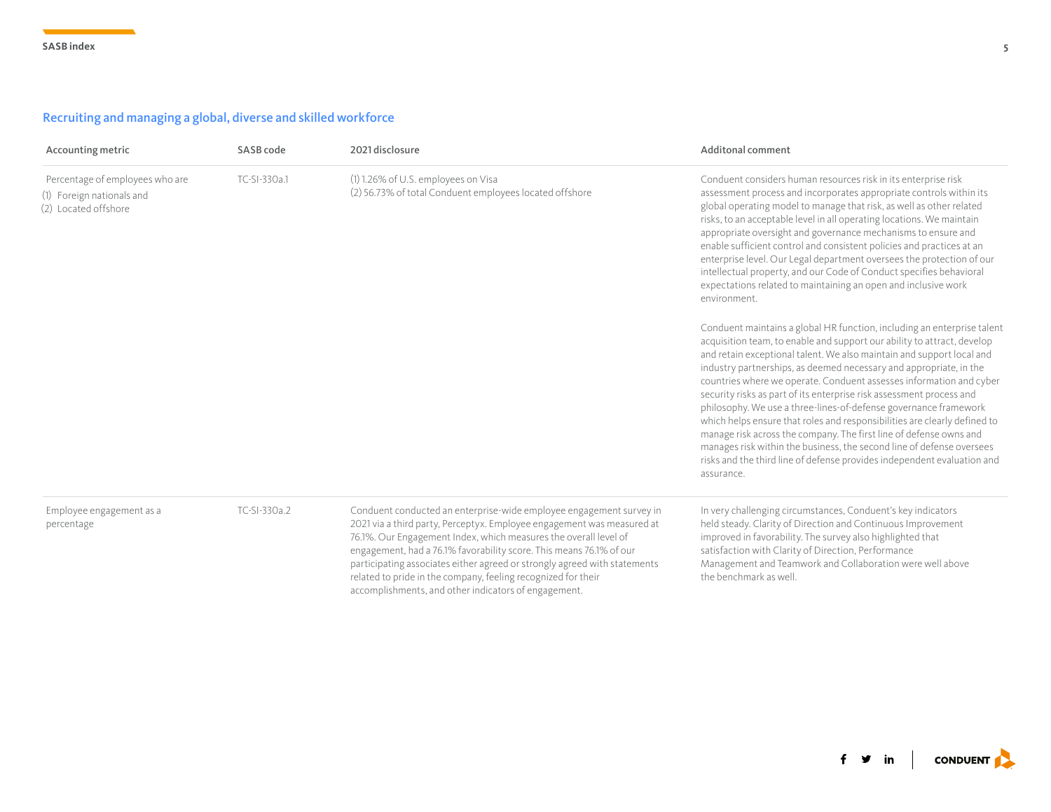## Recruiting and managing a global, diverse and skilled workforce

| Accounting metric | SASB code | 2021 disclosure | Additonal comment |
|---|---|---|---|
| Percentage of employees who are (1) Foreign nationals and (2) Located offshore | TC-SI-330a.1 | (1) 1.26% of U.S. employees on Visa<br>(2) 56.73% of total Conduent employees located offshore | Conduent considers human resources risk in its enterprise risk assessment process and incorporates appropriate controls within its global operating model to manage that risk, as well as other related risks, to an acceptable level in all operating locations. We maintain appropriate oversight and governance mechanisms to ensure and enable sufficient control and consistent policies and practices at an enterprise level. Our Legal department oversees the protection of our intellectual property, and our Code of Conduct specifies behavioral expectations related to maintaining an open and inclusive work environment.<br><br>Conduent maintains a global HR function, including an enterprise talent acquisition team, to enable and support our ability to attract, develop and retain exceptional talent. We also maintain and support local and industry partnerships, as deemed necessary and appropriate, in the countries where we operate. Conduent assesses information and cyber security risks as part of its enterprise risk assessment process and philosophy. We use a three-lines-of-defense governance framework which helps ensure that roles and responsibilities are clearly defined to manage risk across the company. The first line of defense owns and manages risk within the business, the second line of defense oversees risks and the third line of defense provides independent evaluation and assurance. |
| Employee engagement as a percentage | TC-SI-330a.2 | Conduent conducted an enterprise-wide employee engagement survey in 2021 via a third party, Perceptyx. Employee engagement was measured at 76.1%. Our Engagement Index, which measures the overall level of engagement, had a 76.1% favorability score. This means 76.1% of our participating associates either agreed or strongly agreed with statements related to pride in the company, feeling recognized for their accomplishments, and other indicators of engagement. | In very challenging circumstances, Conduent's key indicators held steady. Clarity of Direction and Continuous Improvement improved in favorability. The survey also highlighted that satisfaction with Clarity of Direction, Performance Management and Teamwork and Collaboration were well above the benchmark as well. |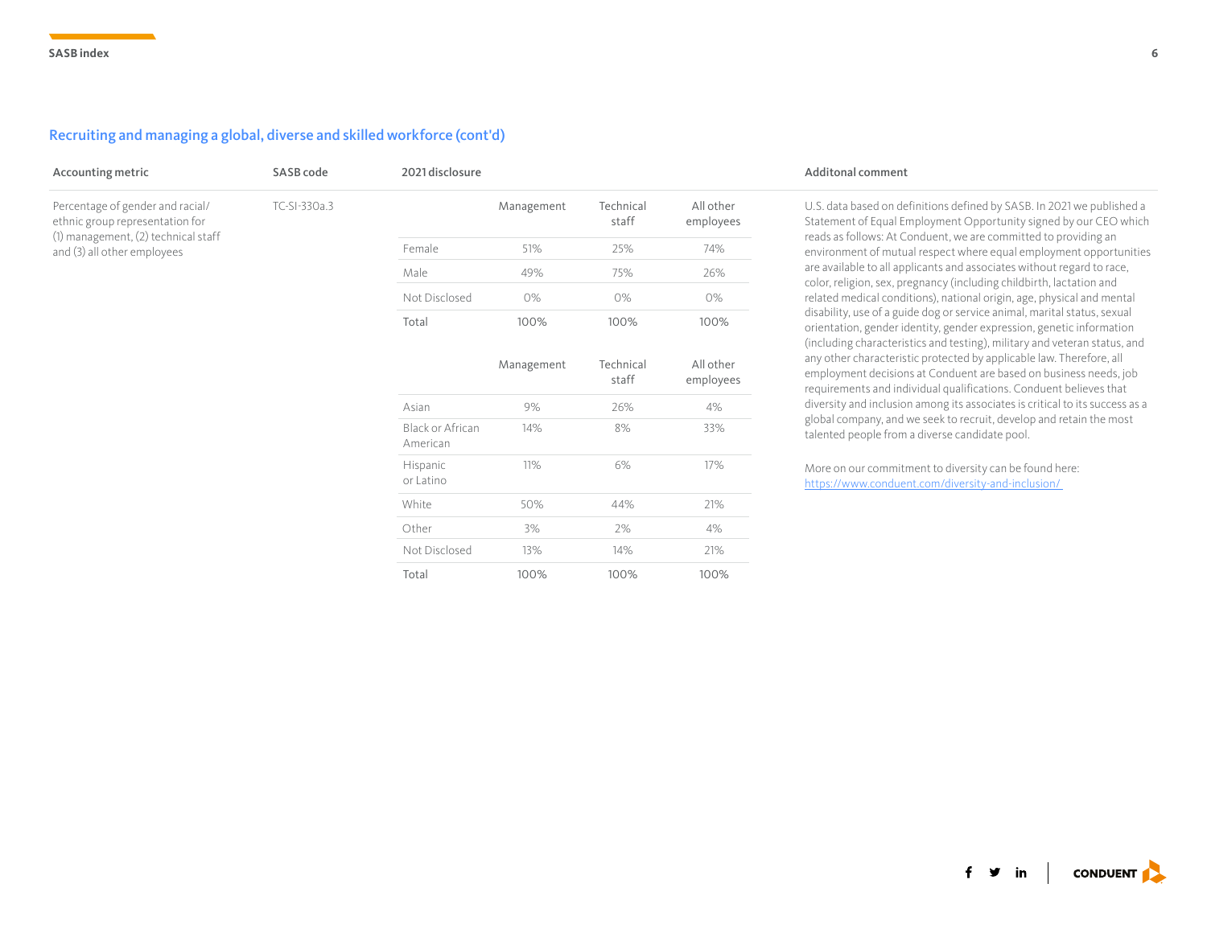## Recruiting and managing a global, diverse and skilled workforce (cont'd)

| Accounting metric | SASB code | 2021 disclosure | Additonal comment |
|---|---|---|---|
| Percentage of gender and racial/ethnic group representation for (1) management, (2) technical staff and (3) all other employees | TC-SI-330a.3 | See tables below | U.S. data based on definitions defined by SASB. In 2021 we published a Statement of Equal Employment Opportunity signed by our CEO which reads as follows: At Conduent, we are committed to providing an environment of mutual respect where equal employment opportunities are available to all applicants and associates without regard to race, color, religion, sex, pregnancy (including childbirth, lactation and related medical conditions), national origin, age, physical and mental disability, use of a guide dog or service animal, marital status, sexual orientation, gender identity, gender expression, genetic information (including characteristics and testing), military and veteran status, and any other characteristic protected by applicable law. Therefore, all employment decisions at Conduent are based on business needs, job requirements and individual qualifications. Conduent believes that diversity and inclusion among its associates is critical to its success as a global company, and we seek to recruit, develop and retain the most talented people from a diverse candidate pool.<br><br>More on our commitment to diversity can be found here: https://www.conduent.com/diversity-and-inclusion/ |

| | Management | Technical staff | All other employees |
|---|---|---|---|
| Female | 51% | 25% | 74% |
| Male | 49% | 75% | 26% |
| Not Disclosed | 0% | 0% | 0% |
| Total | 100% | 100% | 100% |

| | Management | Technical staff | All other employees |
|---|---|---|---|
| Asian | 9% | 26% | 4% |
| Black or African American | 14% | 8% | 33% |
| Hispanic or Latino | 11% | 6% | 17% |
| White | 50% | 44% | 21% |
| Other | 3% | 2% | 4% |
| Not Disclosed | 13% | 14% | 21% |
| Total | 100% | 100% | 100% |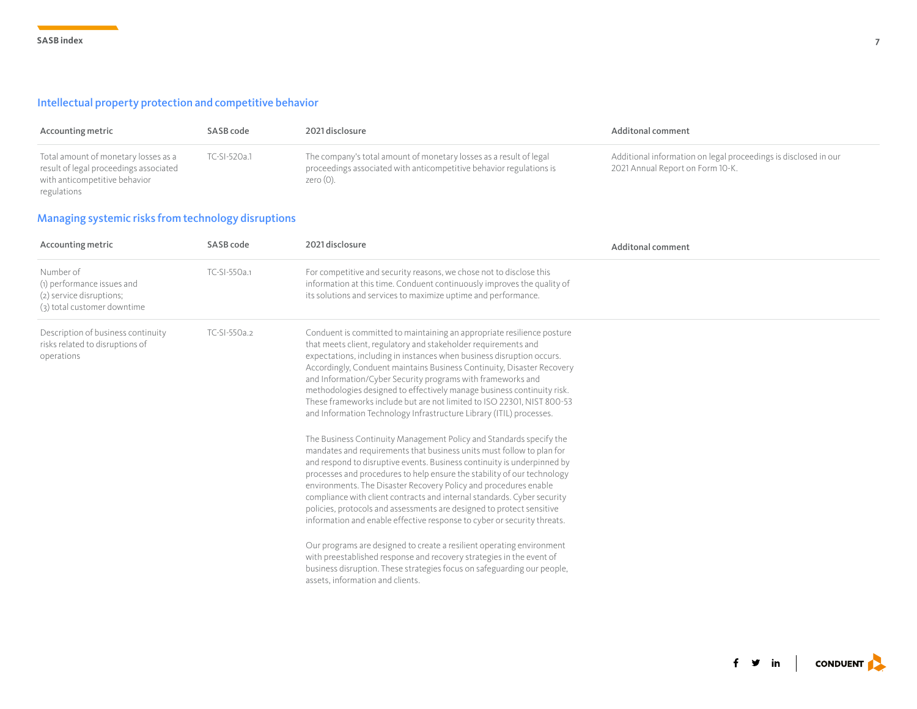## Intellectual property protection and competitive behavior

| Accounting metric | SASB code | 2021 disclosure | Additonal comment |
|---|---|---|---|
| Total amount of monetary losses as a result of legal proceedings associated with anticompetitive behavior regulations | TC-SI-520a.1 | The company's total amount of monetary losses as a result of legal proceedings associated with anticompetitive behavior regulations is zero (0). | Additional information on legal proceedings is disclosed in our 2021 Annual Report on Form 10-K. |

## Managing systemic risks from technology disruptions

| Accounting metric | SASB code | 2021 disclosure | Additonal comment |
|---|---|---|---|
| Number of (1) performance issues and (2) service disruptions; (3) total customer downtime | TC-SI-550a.1 | For competitive and security reasons, we chose not to disclose this information at this time. Conduent continuously improves the quality of its solutions and services to maximize uptime and performance. | |
| Description of business continuity risks related to disruptions of operations | TC-SI-550a.2 | Conduent is committed to maintaining an appropriate resilience posture that meets client, regulatory and stakeholder requirements and expectations, including in instances when business disruption occurs. Accordingly, Conduent maintains Business Continuity, Disaster Recovery and Information/Cyber Security programs with frameworks and methodologies designed to effectively manage business continuity risk. These frameworks include but are not limited to ISO 22301, NIST 800-53 and Information Technology Infrastructure Library (ITIL) processes.<br><br>The Business Continuity Management Policy and Standards specify the mandates and requirements that business units must follow to plan for and respond to disruptive events. Business continuity is underpinned by processes and procedures to help ensure the stability of our technology environments. The Disaster Recovery Policy and procedures enable compliance with client contracts and internal standards. Cyber security policies, protocols and assessments are designed to protect sensitive information and enable effective response to cyber or security threats.<br><br>Our programs are designed to create a resilient operating environment with preestablished response and recovery strategies in the event of business disruption. These strategies focus on safeguarding our people, assets, information and clients. | |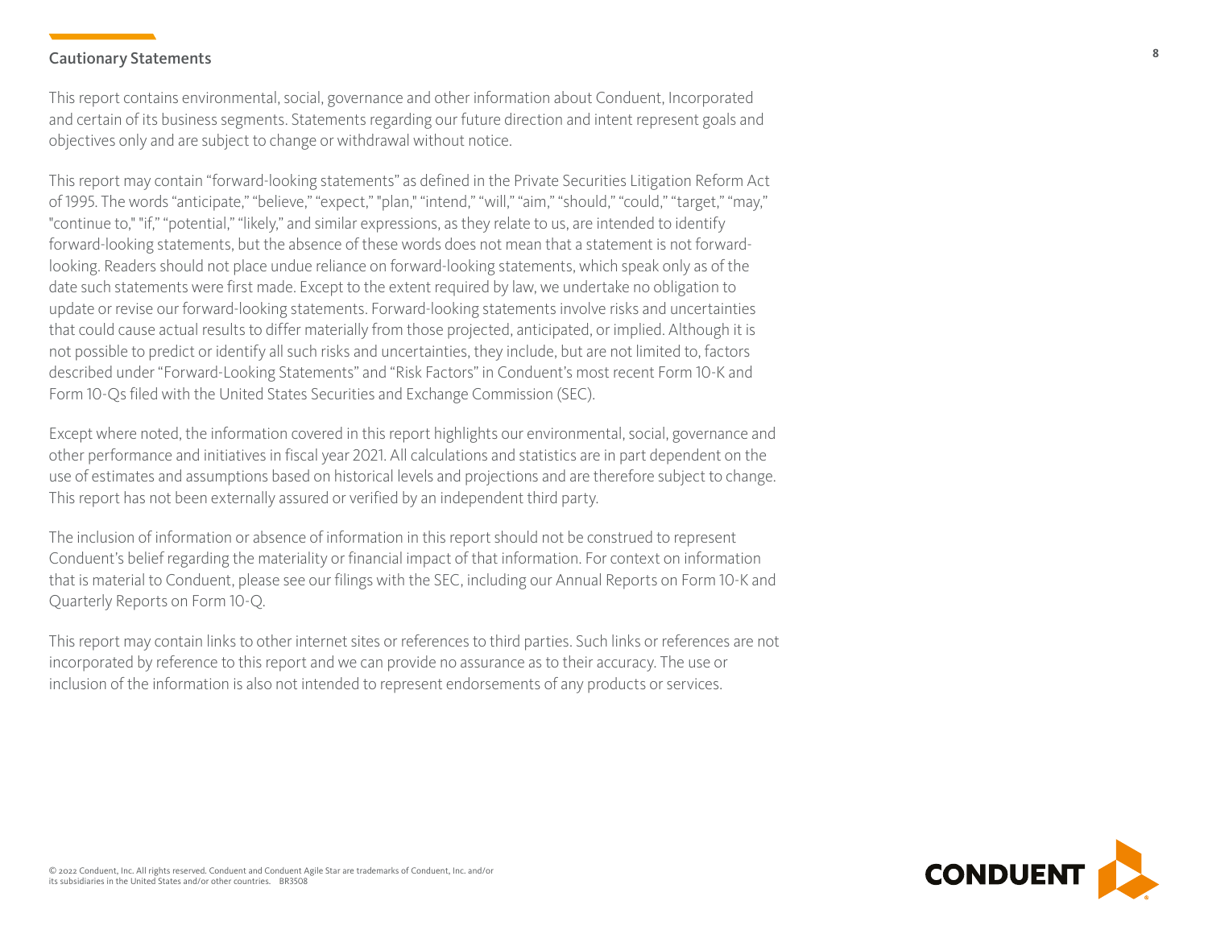## Cautionary Statements

This report contains environmental, social, governance and other information about Conduent, Incorporated and certain of its business segments. Statements regarding our future direction and intent represent goals and objectives only and are subject to change or withdrawal without notice.

This report may contain "forward-looking statements" as defined in the Private Securities Litigation Reform Act of 1995. The words "anticipate," "believe," "expect," "plan," "intend," "will," "aim," "should," "could," "target," "may," "continue to," "if," "potential," "likely," and similar expressions, as they relate to us, are intended to identify forward-looking statements, but the absence of these words does not mean that a statement is not forward-looking. Readers should not place undue reliance on forward-looking statements, which speak only as of the date such statements were first made. Except to the extent required by law, we undertake no obligation to update or revise our forward-looking statements. Forward-looking statements involve risks and uncertainties that could cause actual results to differ materially from those projected, anticipated, or implied. Although it is not possible to predict or identify all such risks and uncertainties, they include, but are not limited to, factors described under "Forward-Looking Statements" and "Risk Factors" in Conduent's most recent Form 10-K and Form 10-Qs filed with the United States Securities and Exchange Commission (SEC).

Except where noted, the information covered in this report highlights our environmental, social, governance and other performance and initiatives in fiscal year 2021. All calculations and statistics are in part dependent on the use of estimates and assumptions based on historical levels and projections and are therefore subject to change. This report has not been externally assured or verified by an independent third party.

The inclusion of information or absence of information in this report should not be construed to represent Conduent's belief regarding the materiality or financial impact of that information. For context on information that is material to Conduent, please see our filings with the SEC, including our Annual Reports on Form 10-K and Quarterly Reports on Form 10-Q.

This report may contain links to other internet sites or references to third parties. Such links or references are not incorporated by reference to this report and we can provide no assurance as to their accuracy. The use or inclusion of the information is also not intended to represent endorsements of any products or services.

© 2022 Conduent, Inc. All rights reserved. Conduent and Conduent Agile Star are trademarks of Conduent, Inc. and/or its subsidiaries in the United States and/or other countries. BR3508